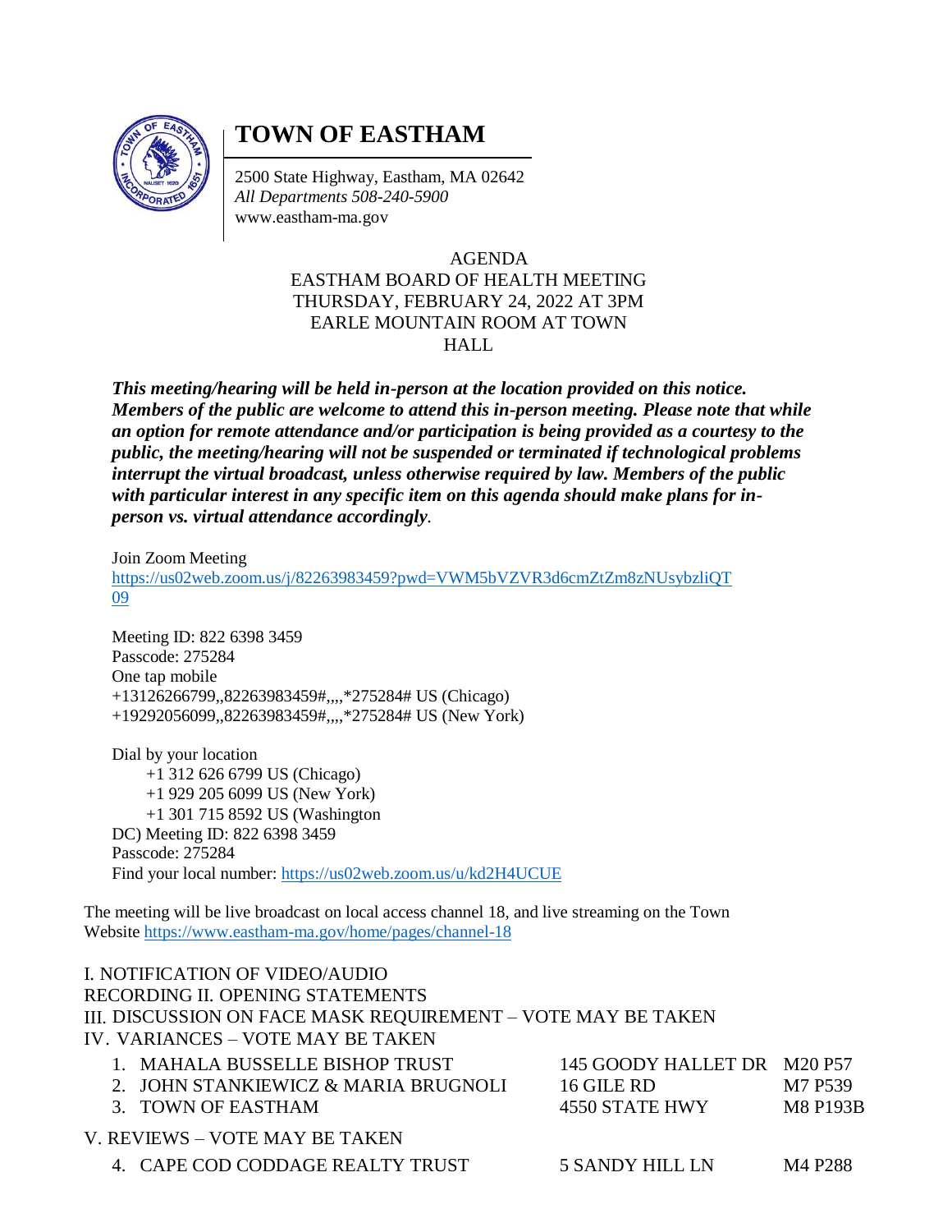# TOWN OF EASTHAM

2500 State Highway, Eastham, MA 02642
*All Departments 508-240-5900*
www.eastham-ma.gov

AGENDA
EASTHAM BOARD OF HEALTH MEETING
THURSDAY, FEBRUARY 24, 2022 AT 3PM
EARLE MOUNTAIN ROOM AT TOWN HALL

***This meeting/hearing will be held in-person at the location provided on this notice. Members of the public are welcome to attend this in-person meeting. Please note that while an option for remote attendance and/or participation is being provided as a courtesy to the public, the meeting/hearing will not be suspended or terminated if technological problems interrupt the virtual broadcast, unless otherwise required by law. Members of the public with particular interest in any specific item on this agenda should make plans for in-person vs. virtual attendance accordingly.***

Join Zoom Meeting
https://us02web.zoom.us/j/82263983459?pwd=VWM5bVZVR3d6cmZtZm8zNUsybzliQT09

Meeting ID: 822 6398 3459
Passcode: 275284
One tap mobile
+13126266799,,82263983459#,,,,*275284# US (Chicago)
+19292056099,,82263983459#,,,,*275284# US (New York)

Dial by your location
+1 312 626 6799 US (Chicago)
+1 929 205 6099 US (New York)
+1 301 715 8592 US (Washington DC)
Meeting ID: 822 6398 3459
Passcode: 275284
Find your local number: https://us02web.zoom.us/u/kd2H4UCUE

The meeting will be live broadcast on local access channel 18, and live streaming on the Town Website https://www.eastham-ma.gov/home/pages/channel-18

I. NOTIFICATION OF VIDEO/AUDIO RECORDING
II. OPENING STATEMENTS
III. DISCUSSION ON FACE MASK REQUIREMENT – VOTE MAY BE TAKEN
IV. VARIANCES – VOTE MAY BE TAKEN

| | | |
|---|---|---|
| 1. MAHALA BUSSELLE BISHOP TRUST | 145 GOODY HALLET DR | M20 P57 |
| 2. JOHN STANKIEWICZ & MARIA BRUGNOLI | 16 GILE RD | M7 P539 |
| 3. TOWN OF EASTHAM | 4550 STATE HWY | M8 P193B |

V. REVIEWS – VOTE MAY BE TAKEN

| | | |
|---|---|---|
| 4. CAPE COD CODDAGE REALTY TRUST | 5 SANDY HILL LN | M4 P288 |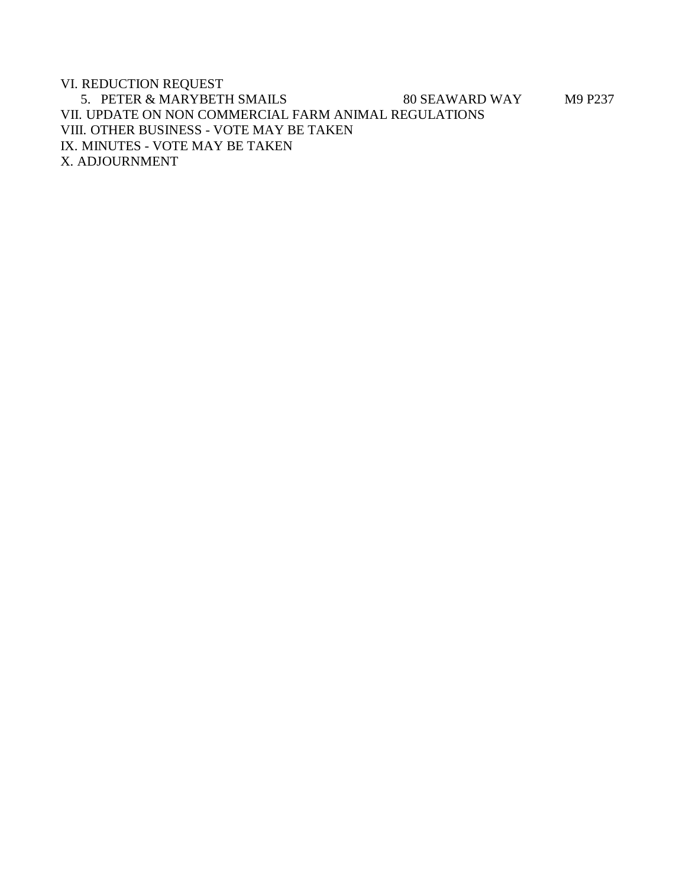VI. REDUCTION REQUEST

5. PETER & MARYBETH SMAILS 80 SEAWARD WAY M9 P237

VII. UPDATE ON NON COMMERCIAL FARM ANIMAL REGULATIONS

VIII. OTHER BUSINESS - VOTE MAY BE TAKEN

IX. MINUTES - VOTE MAY BE TAKEN

X. ADJOURNMENT